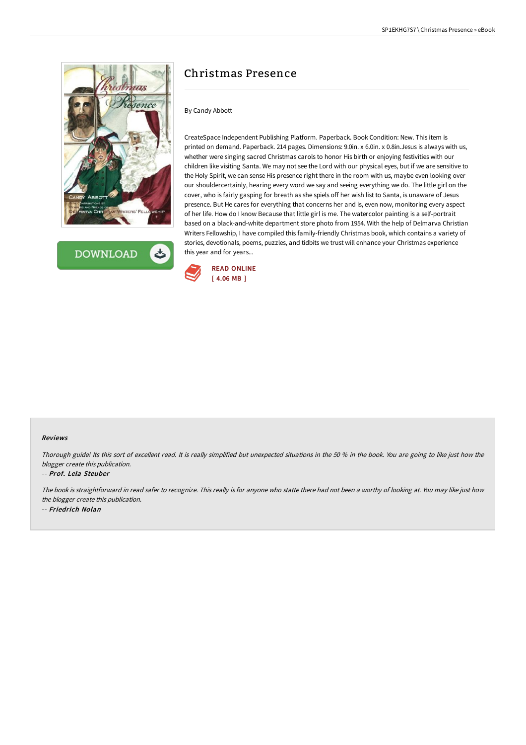# Christmas Presence

By Candy Abbott

CreateSpace Independent Publishing Platform. Paperback. Book Condition: New. This item is printed on demand. Paperback. 214 pages. Dimensions: 9.0in. x 6.0in. x 0.8in.Jesus is always with us, whether were singing sacred Christmas carols to honor His birth or enjoying festivities with our children like visiting Santa. We may not see the Lord with our physical eyes, but if we are sensitive to the Holy Spirit, we can sense His presence right there in the room with us, maybe even looking over our shouldercertainly, hearing every word we say and seeing everything we do. The little girl on the cover, who is fairly gasping for breath as she spiels off her wish list to Santa, is unaware of Jesus presence. But He cares for everything that concerns her and is, even now, monitoring every aspect of her life. How do I know Because that little girl is me. The watercolor painting is a self-portrait based on a black-and-white department store photo from 1954. With the help of Delmarva Christian Writers Fellowship, I have compiled this family-friendly Christmas book, which contains a variety of stories, devotionals, poems, puzzles, and tidbits we trust will enhance your Christmas experience this year and for years...

READ ONLINE
[ 4.06 MB ]

### Reviews

*Thorough guide! Its this sort of excellent read. It is really simplified but unexpected situations in the 50 % in the book. You are going to like just how the blogger create this publication.*

-- ***Prof. Lela Steuber***

*The book is straightforward in read safer to recognize. This really is for anyone who statte there had not been a worthy of looking at. You may like just how the blogger create this publication.*

-- ***Friedrich Nolan***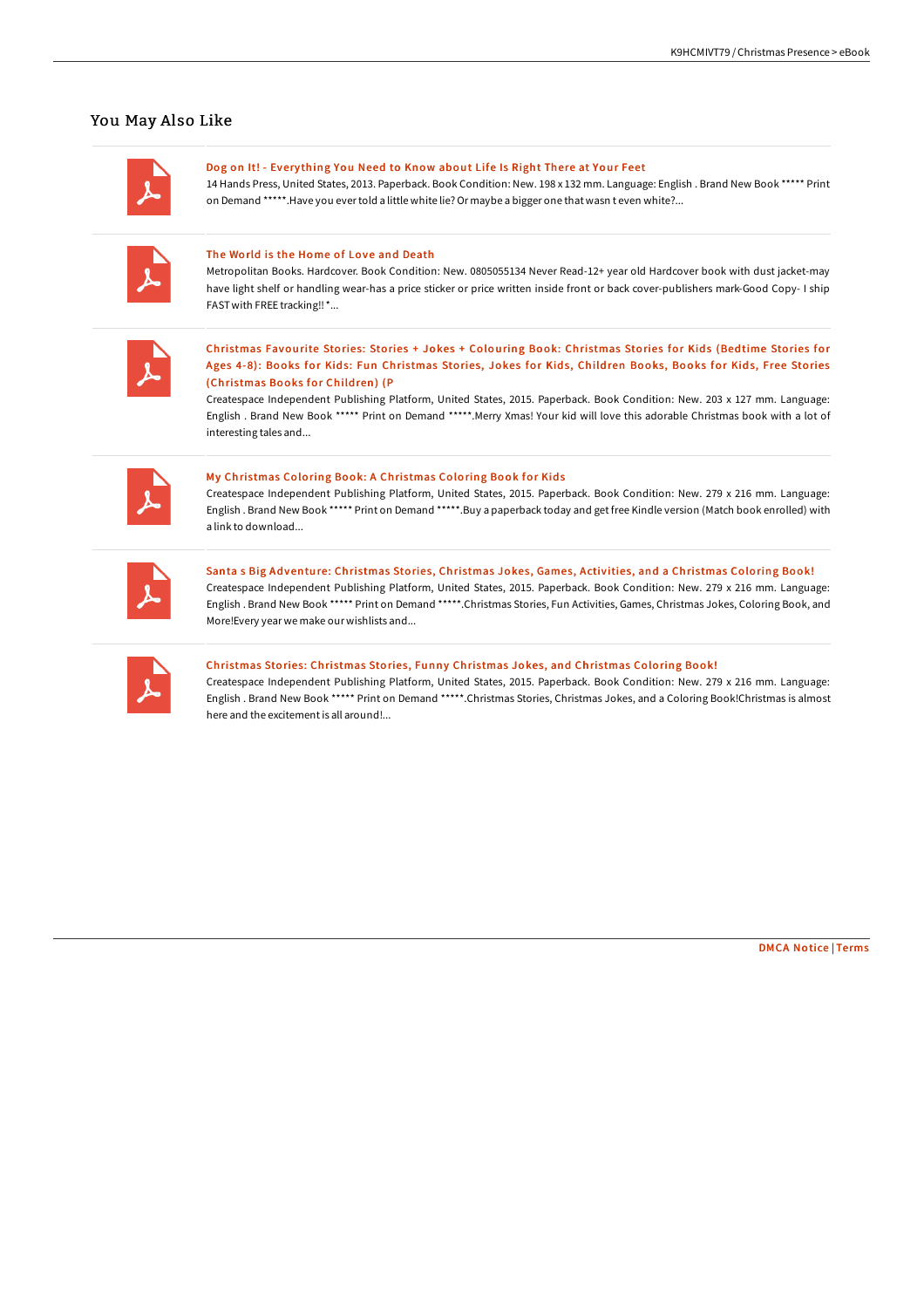## You May Also Like

**Dog on It! - Everything You Need to Know about Life Is Right There at Your Feet**

14 Hands Press, United States, 2013. Paperback. Book Condition: New. 198 x 132 mm. Language: English . Brand New Book ***** Print on Demand *****.Have you ever told a little white lie? Or maybe a bigger one that wasn t even white?...

**The World is the Home of Love and Death**

Metropolitan Books. Hardcover. Book Condition: New. 0805055134 Never Read-12+ year old Hardcover book with dust jacket-may have light shelf or handling wear-has a price sticker or price written inside front or back cover-publishers mark-Good Copy- I ship FAST with FREE tracking!! *...

**Christmas Favourite Stories: Stories + Jokes + Colouring Book: Christmas Stories for Kids (Bedtime Stories for Ages 4-8): Books for Kids: Fun Christmas Stories, Jokes for Kids, Children Books, Books for Kids, Free Stories (Christmas Books for Children) (P**

Createspace Independent Publishing Platform, United States, 2015. Paperback. Book Condition: New. 203 x 127 mm. Language: English . Brand New Book ***** Print on Demand *****.Merry Xmas! Your kid will love this adorable Christmas book with a lot of interesting tales and...

**My Christmas Coloring Book: A Christmas Coloring Book for Kids**

Createspace Independent Publishing Platform, United States, 2015. Paperback. Book Condition: New. 279 x 216 mm. Language: English . Brand New Book ***** Print on Demand *****.Buy a paperback today and get free Kindle version (Match book enrolled) with a link to download...

**Santa s Big Adventure: Christmas Stories, Christmas Jokes, Games, Activities, and a Christmas Coloring Book!**

Createspace Independent Publishing Platform, United States, 2015. Paperback. Book Condition: New. 279 x 216 mm. Language: English . Brand New Book ***** Print on Demand *****.Christmas Stories, Fun Activities, Games, Christmas Jokes, Coloring Book, and More!Every year we make our wishlists and...

**Christmas Stories: Christmas Stories, Funny Christmas Jokes, and Christmas Coloring Book!**

Createspace Independent Publishing Platform, United States, 2015. Paperback. Book Condition: New. 279 x 216 mm. Language: English . Brand New Book ***** Print on Demand *****.Christmas Stories, Christmas Jokes, and a Coloring Book!Christmas is almost here and the excitement is all around!...